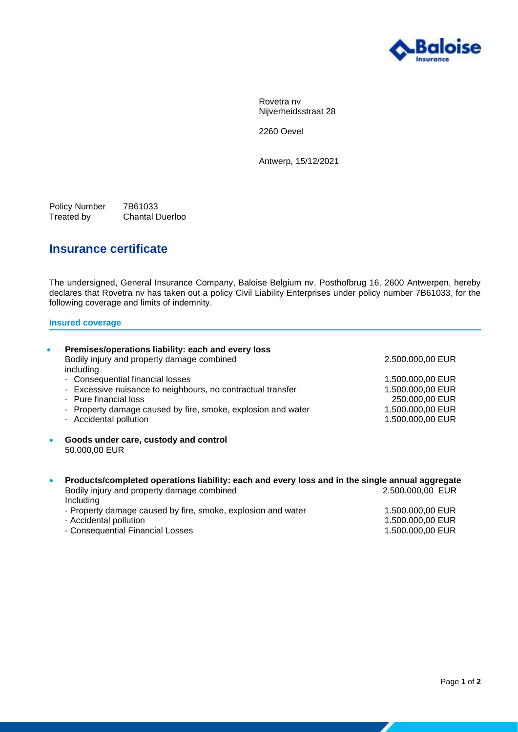Rovetra nv
Nijverheidsstraat 28

2260 Oevel

Antwerp, 15/12/2021

Policy Number 7B61033
Treated by Chantal Duerloo

## Insurance certificate

The undersigned, General Insurance Company, Baloise Belgium nv, Posthofbrug 16, 2600 Antwerpen, hereby declares that Rovetra nv has taken out a policy Civil Liability Enterprises under policy number 7B61033, for the following coverage and limits of indemnity.

### Insured coverage

- **Premises/operations liability: each and every loss**

| | |
|---|---|
| Bodily injury and property damage combined | 2.500.000,00 EUR |
| including | |
| - Consequential financial losses | 1.500.000,00 EUR |
| - Excessive nuisance to neighbours, no contractual transfer | 1.500.000,00 EUR |
| - Pure financial loss | 250.000,00 EUR |
| - Property damage caused by fire, smoke, explosion and water | 1.500.000,00 EUR |
| - Accidental pollution | 1.500.000,00 EUR |

- **Goods under care, custody and control**
  50.000,00 EUR

- **Products/completed operations liability: each and every loss and in the single annual aggregate**

| | |
|---|---|
| Bodily injury and property damage combined | 2.500.000,00 EUR |
| Including | |
| - Property damage caused by fire, smoke, explosion and water | 1.500.000,00 EUR |
| - Accidental pollution | 1.500.000,00 EUR |
| - Consequential Financial Losses | 1.500.000,00 EUR |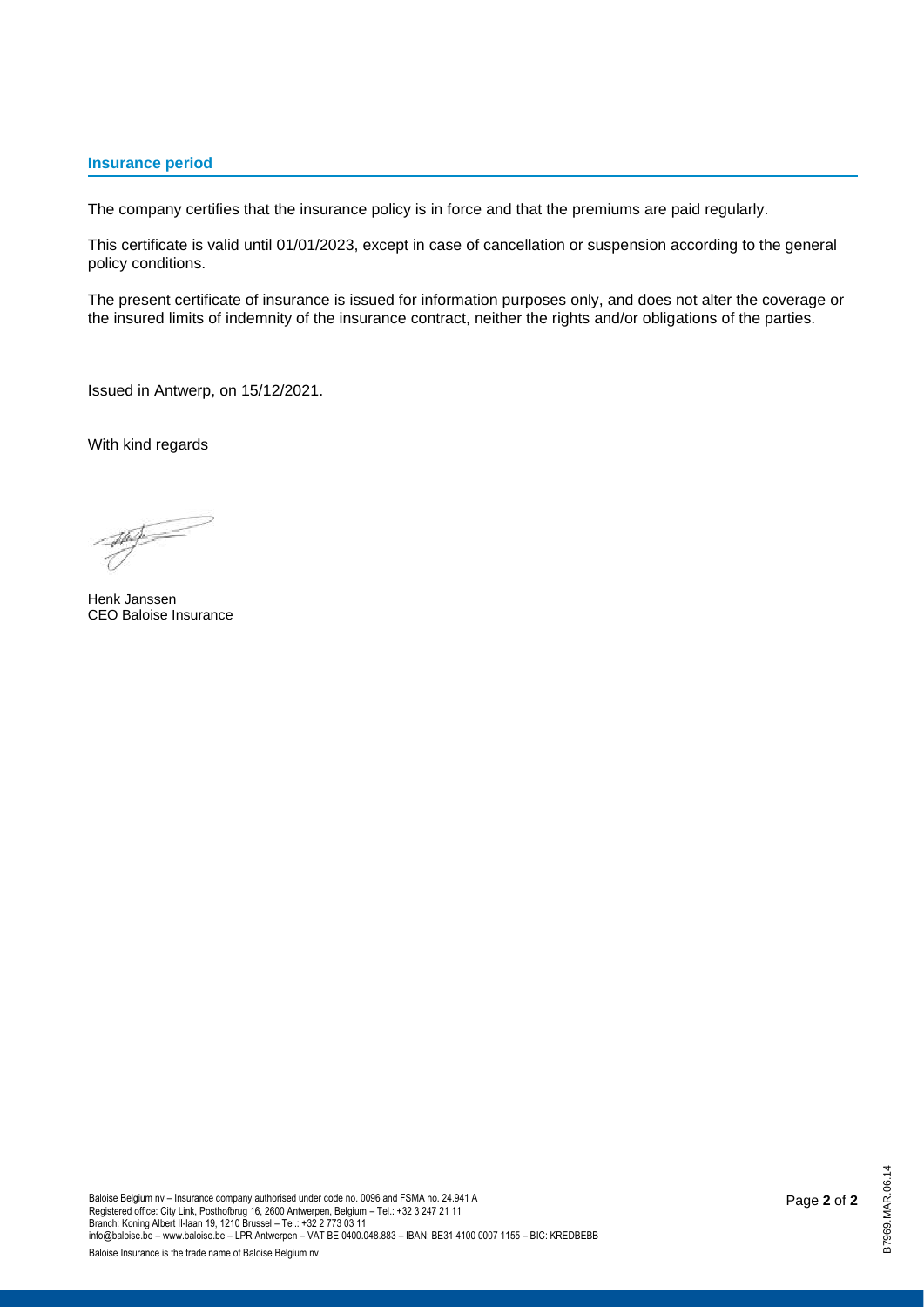## Insurance period

The company certifies that the insurance policy is in force and that the premiums are paid regularly.

This certificate is valid until 01/01/2023, except in case of cancellation or suspension according to the general policy conditions.

The present certificate of insurance is issued for information purposes only, and does not alter the coverage or the insured limits of indemnity of the insurance contract, neither the rights and/or obligations of the parties.

Issued in Antwerp, on 15/12/2021.

With kind regards

Henk Janssen
CEO Baloise Insurance

Baloise Belgium nv – Insurance company authorised under code no. 0096 and FSMA no. 24.941 A
Registered office: City Link, Posthofbrug 16, 2600 Antwerpen, Belgium – Tel.: +32 3 247 21 11
Branch: Koning Albert II-laan 19, 1210 Brussel – Tel.: +32 2 773 03 11
info@baloise.be – www.baloise.be – LPR Antwerpen – VAT BE 0400.048.883 – IBAN: BE31 4100 0007 1155 – BIC: KREDBEBB

Baloise Insurance is the trade name of Baloise Belgium nv.

B7969.MAR.06.14